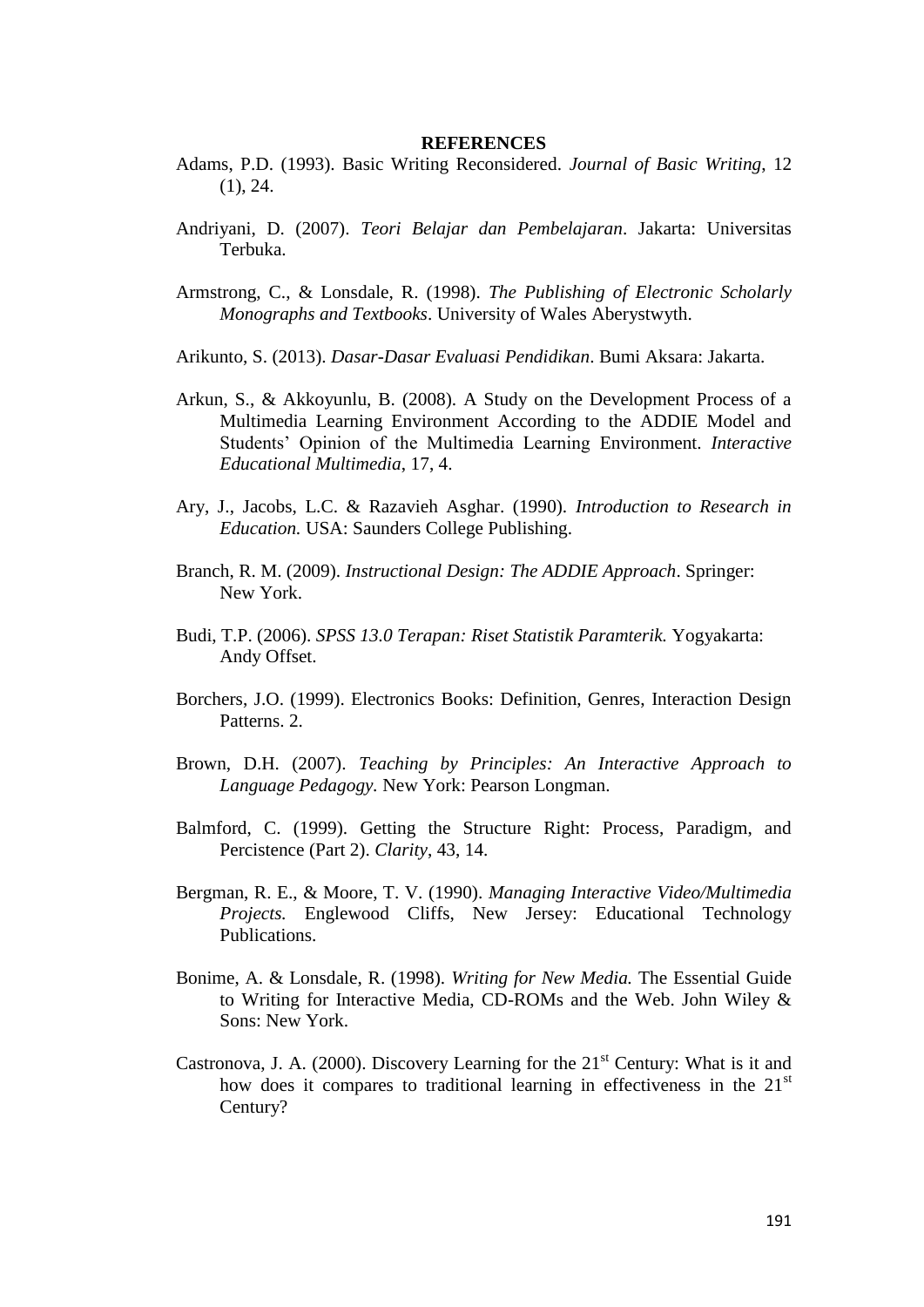## REFERENCES

Adams, P.D. (1993). Basic Writing Reconsidered. *Journal of Basic Writing*, 12 (1), 24.

Andriyani, D. (2007). *Teori Belajar dan Pembelajaran*. Jakarta: Universitas Terbuka.

Armstrong, C., & Lonsdale, R. (1998). *The Publishing of Electronic Scholarly Monographs and Textbooks*. University of Wales Aberystwyth.

Arikunto, S. (2013). *Dasar-Dasar Evaluasi Pendidikan*. Bumi Aksara: Jakarta.

Arkun, S., & Akkoyunlu, B. (2008). A Study on the Development Process of a Multimedia Learning Environment According to the ADDIE Model and Students' Opinion of the Multimedia Learning Environment. *Interactive Educational Multimedia*, 17, 4.

Ary, J., Jacobs, L.C. & Razavieh Asghar. (1990). *Introduction to Research in Education.* USA: Saunders College Publishing.

Branch, R. M. (2009). *Instructional Design: The ADDIE Approach*. Springer: New York.

Budi, T.P. (2006). *SPSS 13.0 Terapan: Riset Statistik Paramterik.* Yogyakarta: Andy Offset.

Borchers, J.O. (1999). Electronics Books: Definition, Genres, Interaction Design Patterns. 2.

Brown, D.H. (2007). *Teaching by Principles: An Interactive Approach to Language Pedagogy*. New York: Pearson Longman.

Balmford, C. (1999). Getting the Structure Right: Process, Paradigm, and Percistence (Part 2). *Clarity*, 43, 14.

Bergman, R. E., & Moore, T. V. (1990). *Managing Interactive Video/Multimedia Projects.* Englewood Cliffs, New Jersey: Educational Technology Publications.

Bonime, A. & Lonsdale, R. (1998). *Writing for New Media.* The Essential Guide to Writing for Interactive Media, CD-ROMs and the Web. John Wiley & Sons: New York.

Castronova, J. A. (2000). Discovery Learning for the 21st Century: What is it and how does it compares to traditional learning in effectiveness in the 21st Century?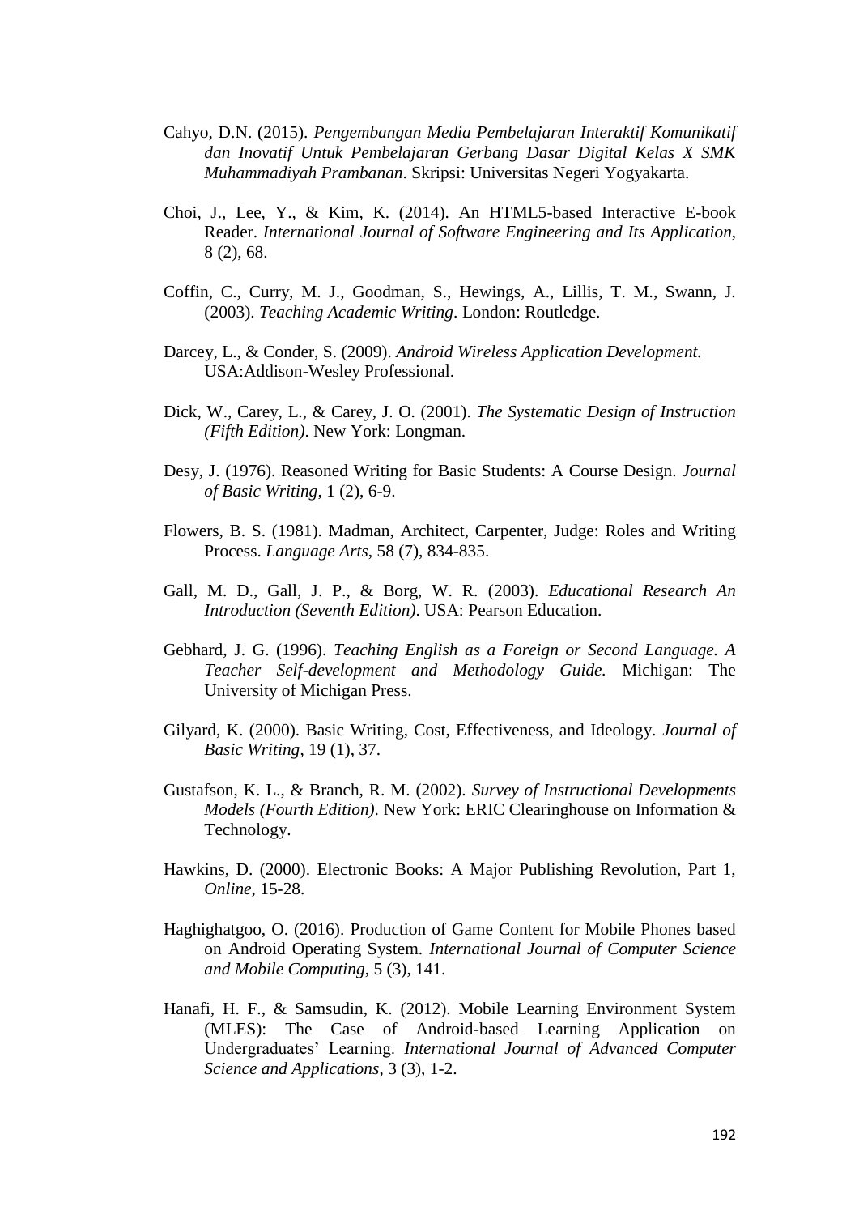Cahyo, D.N. (2015). *Pengembangan Media Pembelajaran Interaktif Komunikatif dan Inovatif Untuk Pembelajaran Gerbang Dasar Digital Kelas X SMK Muhammadiyah Prambanan*. Skripsi: Universitas Negeri Yogyakarta.

Choi, J., Lee, Y., & Kim, K. (2014). An HTML5-based Interactive E-book Reader. *International Journal of Software Engineering and Its Application*, 8 (2), 68.

Coffin, C., Curry, M. J., Goodman, S., Hewings, A., Lillis, T. M., Swann, J. (2003). *Teaching Academic Writing*. London: Routledge.

Darcey, L., & Conder, S. (2009). *Android Wireless Application Development.* USA:Addison-Wesley Professional.

Dick, W., Carey, L., & Carey, J. O. (2001). *The Systematic Design of Instruction (Fifth Edition)*. New York: Longman.

Desy, J. (1976). Reasoned Writing for Basic Students: A Course Design. *Journal of Basic Writing*, 1 (2), 6-9.

Flowers, B. S. (1981). Madman, Architect, Carpenter, Judge: Roles and Writing Process. *Language Arts*, 58 (7), 834-835.

Gall, M. D., Gall, J. P., & Borg, W. R. (2003). *Educational Research An Introduction (Seventh Edition)*. USA: Pearson Education.

Gebhard, J. G. (1996). *Teaching English as a Foreign or Second Language. A Teacher Self-development and Methodology Guide.* Michigan: The University of Michigan Press.

Gilyard, K. (2000). Basic Writing, Cost, Effectiveness, and Ideology. *Journal of Basic Writing*, 19 (1), 37.

Gustafson, K. L., & Branch, R. M. (2002). *Survey of Instructional Developments Models (Fourth Edition)*. New York: ERIC Clearinghouse on Information & Technology.

Hawkins, D. (2000). Electronic Books: A Major Publishing Revolution, Part 1, *Online*, 15-28.

Haghighatgoo, O. (2016). Production of Game Content for Mobile Phones based on Android Operating System. *International Journal of Computer Science and Mobile Computing*, 5 (3), 141.

Hanafi, H. F., & Samsudin, K. (2012). Mobile Learning Environment System (MLES): The Case of Android-based Learning Application on Undergraduates' Learning. *International Journal of Advanced Computer Science and Applications*, 3 (3), 1-2.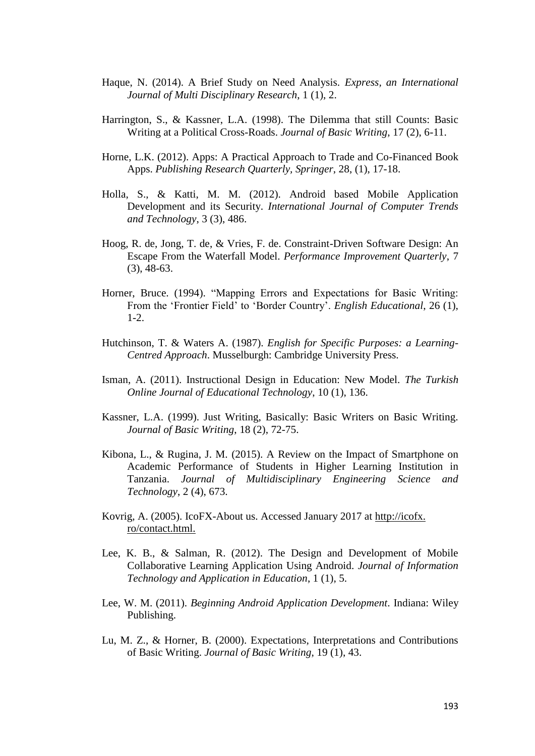Haque, N. (2014). A Brief Study on Need Analysis. *Express, an International Journal of Multi Disciplinary Research*, 1 (1), 2.

Harrington, S., & Kassner, L.A. (1998). The Dilemma that still Counts: Basic Writing at a Political Cross-Roads. *Journal of Basic Writing*, 17 (2), 6-11.

Horne, L.K. (2012). Apps: A Practical Approach to Trade and Co-Financed Book Apps. *Publishing Research Quarterly, Springer*, 28, (1), 17-18.

Holla, S., & Katti, M. M. (2012). Android based Mobile Application Development and its Security. *International Journal of Computer Trends and Technology*, 3 (3), 486.

Hoog, R. de, Jong, T. de, & Vries, F. de. Constraint-Driven Software Design: An Escape From the Waterfall Model. *Performance Improvement Quarterly*, 7 (3), 48-63.

Horner, Bruce. (1994). "Mapping Errors and Expectations for Basic Writing: From the 'Frontier Field' to 'Border Country'. *English Educational*, 26 (1), 1-2.

Hutchinson, T. & Waters A. (1987). *English for Specific Purposes: a Learning-Centred Approach*. Musselburgh: Cambridge University Press.

Isman, A. (2011). Instructional Design in Education: New Model. *The Turkish Online Journal of Educational Technology*, 10 (1), 136.

Kassner, L.A. (1999). Just Writing, Basically: Basic Writers on Basic Writing. *Journal of Basic Writing*, 18 (2), 72-75.

Kibona, L., & Rugina, J. M. (2015). A Review on the Impact of Smartphone on Academic Performance of Students in Higher Learning Institution in Tanzania. *Journal of Multidisciplinary Engineering Science and Technology*, 2 (4), 673.

Kovrig, A. (2005). IcoFX-About us. Accessed January 2017 at http://icofx.ro/contact.html.

Lee, K. B., & Salman, R. (2012). The Design and Development of Mobile Collaborative Learning Application Using Android. *Journal of Information Technology and Application in Education*, 1 (1), 5.

Lee, W. M. (2011). *Beginning Android Application Development*. Indiana: Wiley Publishing.

Lu, M. Z., & Horner, B. (2000). Expectations, Interpretations and Contributions of Basic Writing. *Journal of Basic Writing*, 19 (1), 43.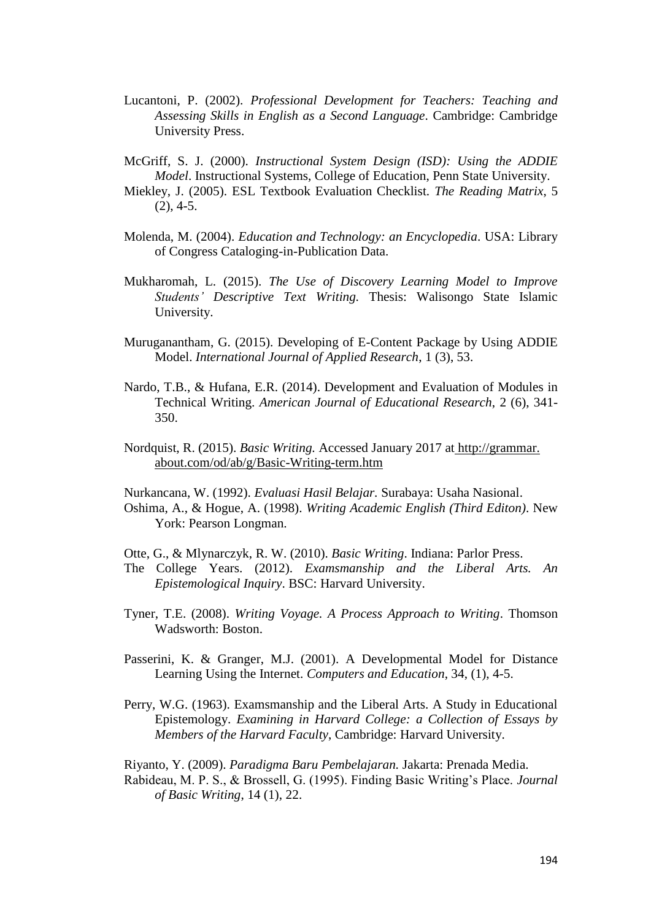Lucantoni, P. (2002). *Professional Development for Teachers: Teaching and Assessing Skills in English as a Second Language*. Cambridge: Cambridge University Press.

McGriff, S. J. (2000). *Instructional System Design (ISD): Using the ADDIE Model*. Instructional Systems, College of Education, Penn State University.

Miekley, J. (2005). ESL Textbook Evaluation Checklist. *The Reading Matrix*, 5 (2), 4-5.

Molenda, M. (2004). *Education and Technology: an Encyclopedia*. USA: Library of Congress Cataloging-in-Publication Data.

Mukharomah, L. (2015). *The Use of Discovery Learning Model to Improve Students' Descriptive Text Writing.* Thesis: Walisongo State Islamic University.

Muruganantham, G. (2015). Developing of E-Content Package by Using ADDIE Model. *International Journal of Applied Research*, 1 (3), 53.

Nardo, T.B., & Hufana, E.R. (2014). Development and Evaluation of Modules in Technical Writing. *American Journal of Educational Research*, 2 (6), 341-350.

Nordquist, R. (2015). *Basic Writing.* Accessed January 2017 at http://grammar.about.com/od/ab/g/Basic-Writing-term.htm

Nurkancana, W. (1992). *Evaluasi Hasil Belajar*. Surabaya: Usaha Nasional.

Oshima, A., & Hogue, A. (1998). *Writing Academic English (Third Editon)*. New York: Pearson Longman.

Otte, G., & Mlynarczyk, R. W. (2010). *Basic Writing*. Indiana: Parlor Press.

The College Years. (2012). *Examsmanship and the Liberal Arts. An Epistemological Inquiry*. BSC: Harvard University.

Tyner, T.E. (2008). *Writing Voyage. A Process Approach to Writing*. Thomson Wadsworth: Boston.

Passerini, K. & Granger, M.J. (2001). A Developmental Model for Distance Learning Using the Internet. *Computers and Education*, 34, (1), 4-5.

Perry, W.G. (1963). Examsmanship and the Liberal Arts. A Study in Educational Epistemology. *Examining in Harvard College: a Collection of Essays by Members of the Harvard Faculty*, Cambridge: Harvard University.

Riyanto, Y. (2009). *Paradigma Baru Pembelajaran.* Jakarta: Prenada Media.

Rabideau, M. P. S., & Brossell, G. (1995). Finding Basic Writing's Place. *Journal of Basic Writing*, 14 (1), 22.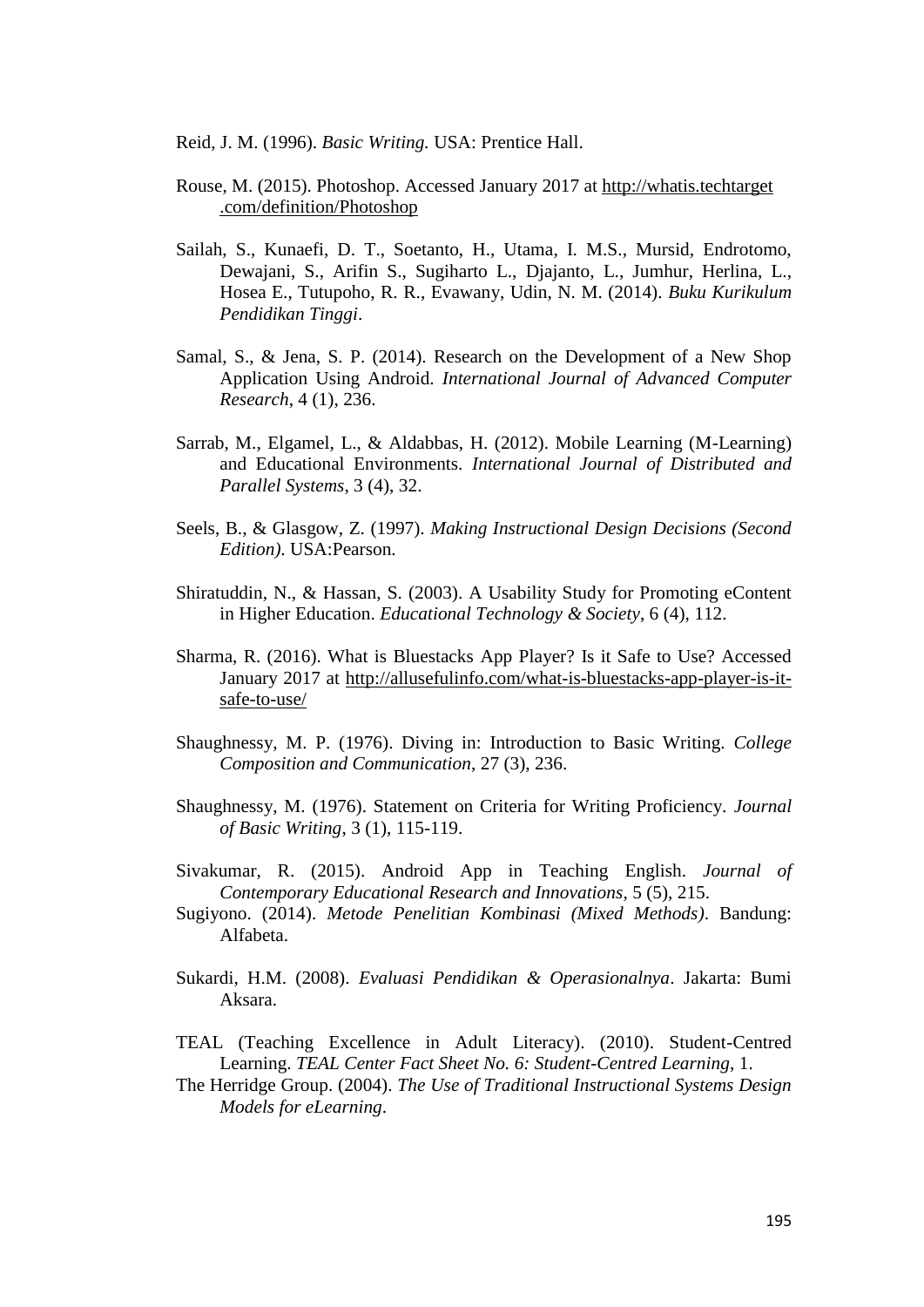Reid, J. M. (1996). *Basic Writing*. USA: Prentice Hall.

Rouse, M. (2015). Photoshop. Accessed January 2017 at http://whatis.techtarget .com/definition/Photoshop

Sailah, S., Kunaefi, D. T., Soetanto, H., Utama, I. M.S., Mursid, Endrotomo, Dewajani, S., Arifin S., Sugiharto L., Djajanto, L., Jumhur, Herlina, L., Hosea E., Tutupoho, R. R., Evawany, Udin, N. M. (2014). *Buku Kurikulum Pendidikan Tinggi*.

Samal, S., & Jena, S. P. (2014). Research on the Development of a New Shop Application Using Android. *International Journal of Advanced Computer Research*, 4 (1), 236.

Sarrab, M., Elgamel, L., & Aldabbas, H. (2012). Mobile Learning (M-Learning) and Educational Environments. *International Journal of Distributed and Parallel Systems*, 3 (4), 32.

Seels, B., & Glasgow, Z. (1997). *Making Instructional Design Decisions (Second Edition)*. USA:Pearson.

Shiratuddin, N., & Hassan, S. (2003). A Usability Study for Promoting eContent in Higher Education. *Educational Technology & Society*, 6 (4), 112.

Sharma, R. (2016). What is Bluestacks App Player? Is it Safe to Use? Accessed January 2017 at http://allusefulinfo.com/what-is-bluestacks-app-player-is-it-safe-to-use/

Shaughnessy, M. P. (1976). Diving in: Introduction to Basic Writing. *College Composition and Communication*, 27 (3), 236.

Shaughnessy, M. (1976). Statement on Criteria for Writing Proficiency. *Journal of Basic Writing*, 3 (1), 115-119.

Sivakumar, R. (2015). Android App in Teaching English. *Journal of Contemporary Educational Research and Innovations*, 5 (5), 215.

Sugiyono. (2014). *Metode Penelitian Kombinasi (Mixed Methods)*. Bandung: Alfabeta.

Sukardi, H.M. (2008). *Evaluasi Pendidikan & Operasionalnya*. Jakarta: Bumi Aksara.

TEAL (Teaching Excellence in Adult Literacy). (2010). Student-Centred Learning. *TEAL Center Fact Sheet No. 6: Student-Centred Learning*, 1.

The Herridge Group. (2004). *The Use of Traditional Instructional Systems Design Models for eLearning*.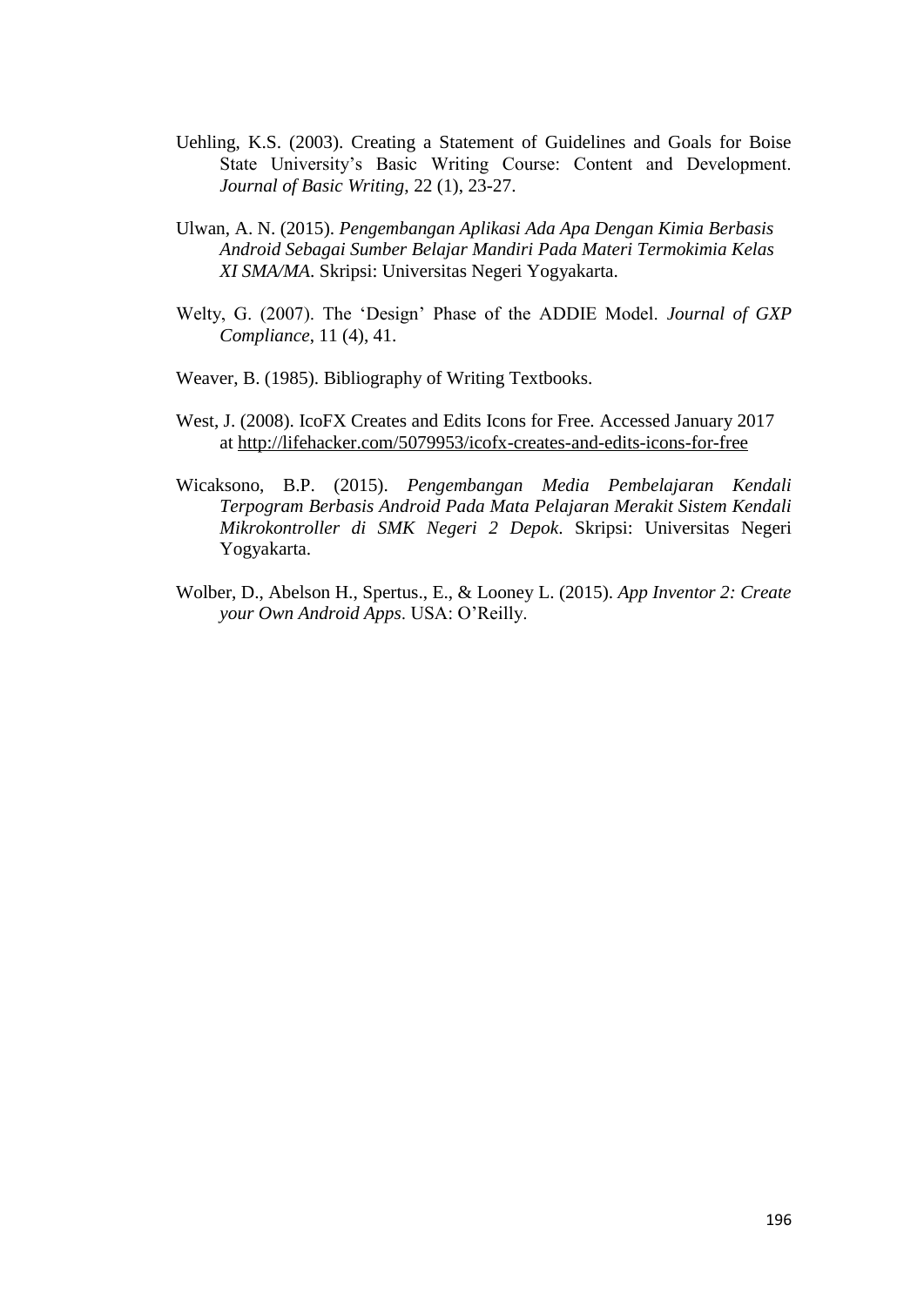Uehling, K.S. (2003). Creating a Statement of Guidelines and Goals for Boise State University's Basic Writing Course: Content and Development. *Journal of Basic Writing*, 22 (1), 23-27.

Ulwan, A. N. (2015). *Pengembangan Aplikasi Ada Apa Dengan Kimia Berbasis Android Sebagai Sumber Belajar Mandiri Pada Materi Termokimia Kelas XI SMA/MA*. Skripsi: Universitas Negeri Yogyakarta.

Welty, G. (2007). The 'Design' Phase of the ADDIE Model. *Journal of GXP Compliance*, 11 (4), 41.

Weaver, B. (1985). Bibliography of Writing Textbooks.

West, J. (2008). IcoFX Creates and Edits Icons for Free. Accessed January 2017 at http://lifehacker.com/5079953/icofx-creates-and-edits-icons-for-free

Wicaksono, B.P. (2015). *Pengembangan Media Pembelajaran Kendali Terpogram Berbasis Android Pada Mata Pelajaran Merakit Sistem Kendali Mikrokontroller di SMK Negeri 2 Depok*. Skripsi: Universitas Negeri Yogyakarta.

Wolber, D., Abelson H., Spertus., E., & Looney L. (2015). *App Inventor 2: Create your Own Android Apps*. USA: O'Reilly.